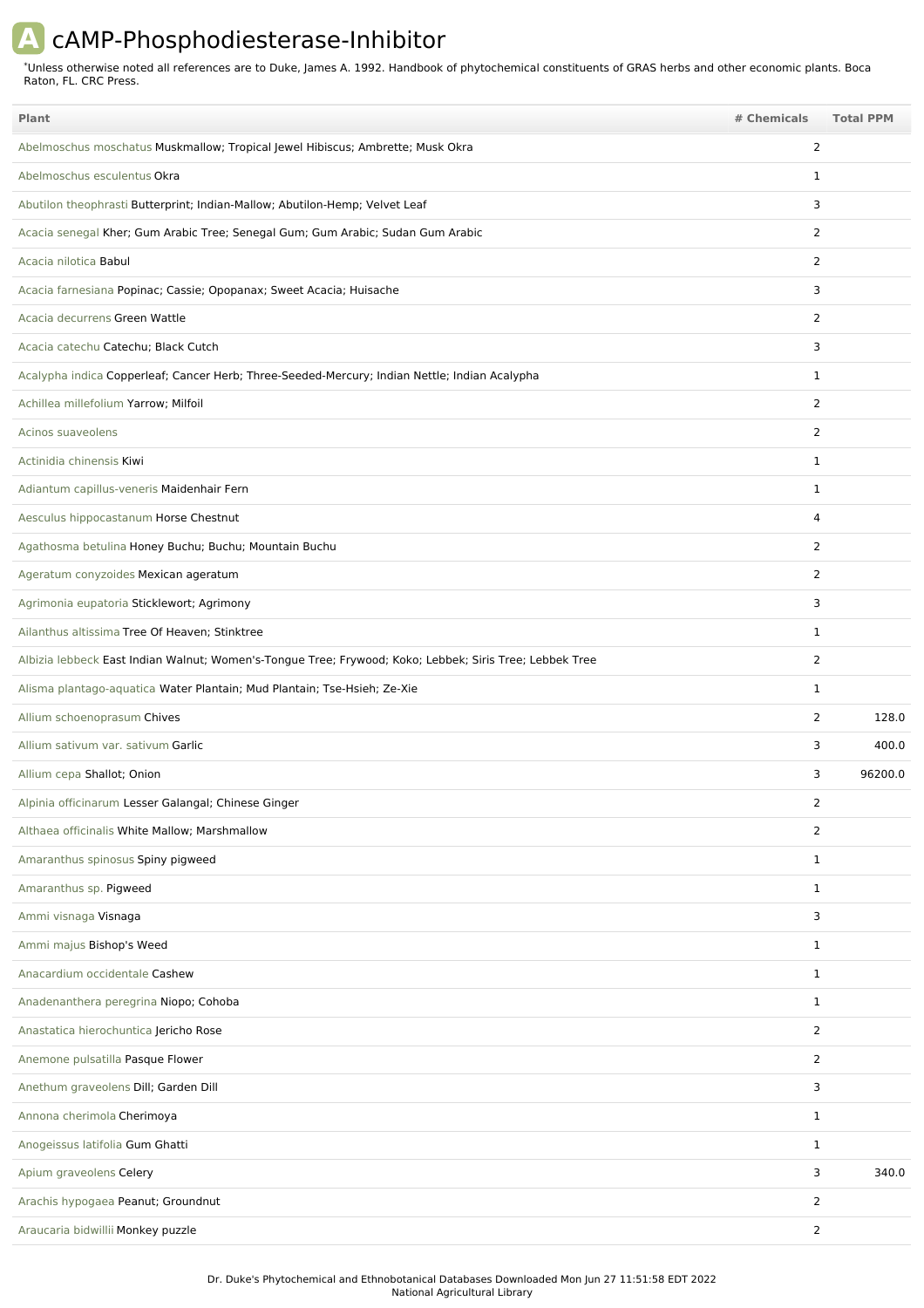# A cAMP-Phosphodiesterase-Inhibitor

*Unless otherwise noted all references are to Duke, James A. 1992. Handbook of phytochemical constituents of GRAS herbs and other economic plants. Boca Raton, FL. CRC Press.

| Plant | # Chemicals | Total PPM |
|---|---|---|
| Abelmoschus moschatus Muskmallow; Tropical Jewel Hibiscus; Ambrette; Musk Okra | 2 | |
| Abelmoschus esculentus Okra | 1 | |
| Abutilon theophrasti Butterprint; Indian-Mallow; Abutilon-Hemp; Velvet Leaf | 3 | |
| Acacia senegal Kher; Gum Arabic Tree; Senegal Gum; Gum Arabic; Sudan Gum Arabic | 2 | |
| Acacia nilotica Babul | 2 | |
| Acacia farnesiana Popinac; Cassie; Opopanax; Sweet Acacia; Huisache | 3 | |
| Acacia decurrens Green Wattle | 2 | |
| Acacia catechu Catechu; Black Cutch | 3 | |
| Acalypha indica Copperleaf; Cancer Herb; Three-Seeded-Mercury; Indian Nettle; Indian Acalypha | 1 | |
| Achillea millefolium Yarrow; Milfoil | 2 | |
| Acinos suaveolens | 2 | |
| Actinidia chinensis Kiwi | 1 | |
| Adiantum capillus-veneris Maidenhair Fern | 1 | |
| Aesculus hippocastanum Horse Chestnut | 4 | |
| Agathosma betulina Honey Buchu; Buchu; Mountain Buchu | 2 | |
| Ageratum conyzoides Mexican ageratum | 2 | |
| Agrimonia eupatoria Sticklewort; Agrimony | 3 | |
| Ailanthus altissima Tree Of Heaven; Stinktree | 1 | |
| Albizia lebbeck East Indian Walnut; Women's-Tongue Tree; Frywood; Koko; Lebbek; Siris Tree; Lebbek Tree | 2 | |
| Alisma plantago-aquatica Water Plantain; Mud Plantain; Tse-Hsieh; Ze-Xie | 1 | |
| Allium schoenoprasum Chives | 2 | 128.0 |
| Allium sativum var. sativum Garlic | 3 | 400.0 |
| Allium cepa Shallot; Onion | 3 | 96200.0 |
| Alpinia officinarum Lesser Galangal; Chinese Ginger | 2 | |
| Althaea officinalis White Mallow; Marshmallow | 2 | |
| Amaranthus spinosus Spiny pigweed | 1 | |
| Amaranthus sp. Pigweed | 1 | |
| Ammi visnaga Visnaga | 3 | |
| Ammi majus Bishop's Weed | 1 | |
| Anacardium occidentale Cashew | 1 | |
| Anadenanthera peregrina Niopo; Cohoba | 1 | |
| Anastatica hierochuntica Jericho Rose | 2 | |
| Anemone pulsatilla Pasque Flower | 2 | |
| Anethum graveolens Dill; Garden Dill | 3 | |
| Annona cherimola Cherimoya | 1 | |
| Anogeissus latifolia Gum Ghatti | 1 | |
| Apium graveolens Celery | 3 | 340.0 |
| Arachis hypogaea Peanut; Groundnut | 2 | |
| Araucaria bidwillii Monkey puzzle | 2 | |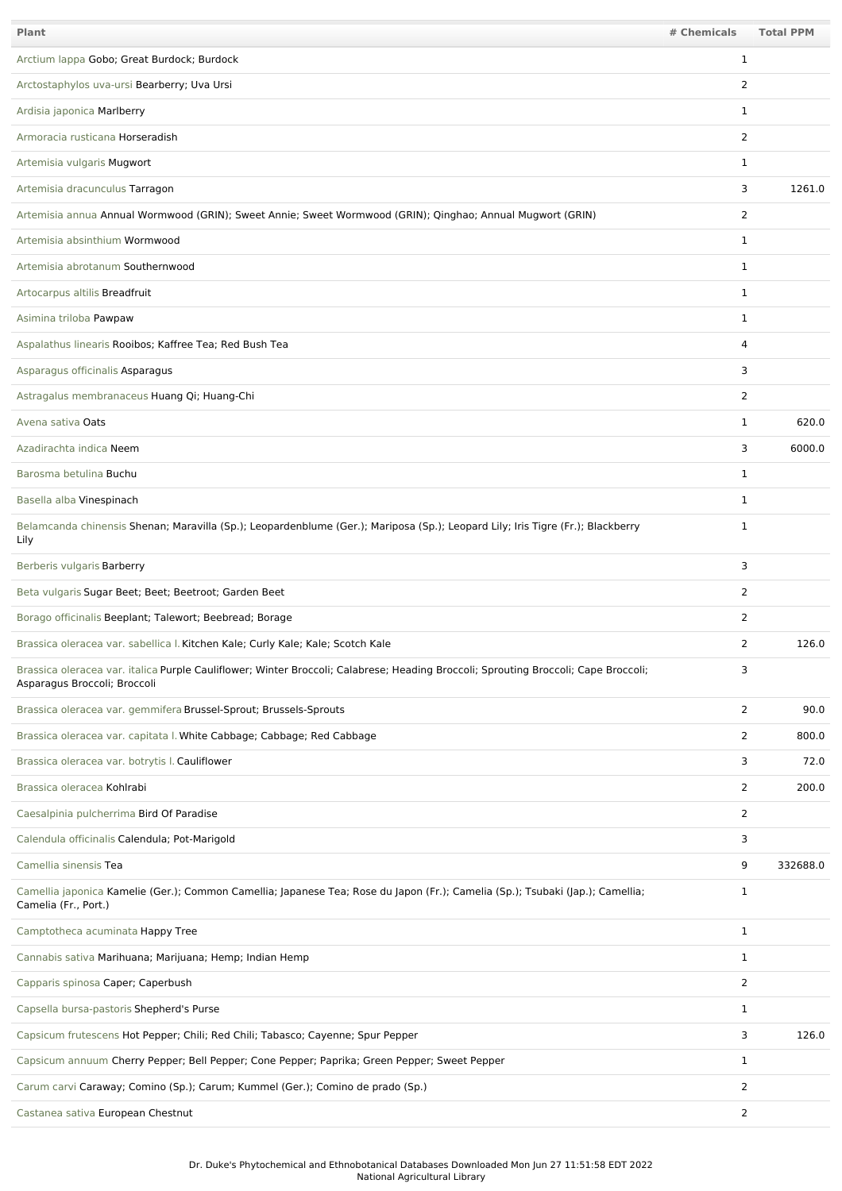| Plant | # Chemicals | Total PPM |
|---|---|---|
| Arctium lappa Gobo; Great Burdock; Burdock | 1 | |
| Arctostaphylos uva-ursi Bearberry; Uva Ursi | 2 | |
| Ardisia japonica Marlberry | 1 | |
| Armoracia rusticana Horseradish | 2 | |
| Artemisia vulgaris Mugwort | 1 | |
| Artemisia dracunculus Tarragon | 3 | 1261.0 |
| Artemisia annua Annual Wormwood (GRIN); Sweet Annie; Sweet Wormwood (GRIN); Qinghao; Annual Mugwort (GRIN) | 2 | |
| Artemisia absinthium Wormwood | 1 | |
| Artemisia abrotanum Southernwood | 1 | |
| Artocarpus altilis Breadfruit | 1 | |
| Asimina triloba Pawpaw | 1 | |
| Aspalathus linearis Rooibos; Kaffree Tea; Red Bush Tea | 4 | |
| Asparagus officinalis Asparagus | 3 | |
| Astragalus membranaceus Huang Qi; Huang-Chi | 2 | |
| Avena sativa Oats | 1 | 620.0 |
| Azadirachta indica Neem | 3 | 6000.0 |
| Barosma betulina Buchu | 1 | |
| Basella alba Vinespinach | 1 | |
| Belamcanda chinensis Shenan; Maravilla (Sp.); Leopardenblume (Ger.); Mariposa (Sp.); Leopard Lily; Iris Tigre (Fr.); Blackberry Lily | 1 | |
| Berberis vulgaris Barberry | 3 | |
| Beta vulgaris Sugar Beet; Beet; Beetroot; Garden Beet | 2 | |
| Borago officinalis Beeplant; Talewort; Beebread; Borage | 2 | |
| Brassica oleracea var. sabellica l. Kitchen Kale; Curly Kale; Kale; Scotch Kale | 2 | 126.0 |
| Brassica oleracea var. italica Purple Cauliflower; Winter Broccoli; Calabrese; Heading Broccoli; Sprouting Broccoli; Cape Broccoli; Asparagus Broccoli; Broccoli | 3 | |
| Brassica oleracea var. gemmifera Brussel-Sprout; Brussels-Sprouts | 2 | 90.0 |
| Brassica oleracea var. capitata l. White Cabbage; Cabbage; Red Cabbage | 2 | 800.0 |
| Brassica oleracea var. botrytis l. Cauliflower | 3 | 72.0 |
| Brassica oleracea Kohlrabi | 2 | 200.0 |
| Caesalpinia pulcherrima Bird Of Paradise | 2 | |
| Calendula officinalis Calendula; Pot-Marigold | 3 | |
| Camellia sinensis Tea | 9 | 332688.0 |
| Camellia japonica Kamelie (Ger.); Common Camellia; Japanese Tea; Rose du Japon (Fr.); Camelia (Sp.); Tsubaki (Jap.); Camellia; Camelia (Fr., Port.) | 1 | |
| Camptotheca acuminata Happy Tree | 1 | |
| Cannabis sativa Marihuana; Marijuana; Hemp; Indian Hemp | 1 | |
| Capparis spinosa Caper; Caperbush | 2 | |
| Capsella bursa-pastoris Shepherd's Purse | 1 | |
| Capsicum frutescens Hot Pepper; Chili; Red Chili; Tabasco; Cayenne; Spur Pepper | 3 | 126.0 |
| Capsicum annuum Cherry Pepper; Bell Pepper; Cone Pepper; Paprika; Green Pepper; Sweet Pepper | 1 | |
| Carum carvi Caraway; Comino (Sp.); Carum; Kummel (Ger.); Comino de prado (Sp.) | 2 | |
| Castanea sativa European Chestnut | 2 | |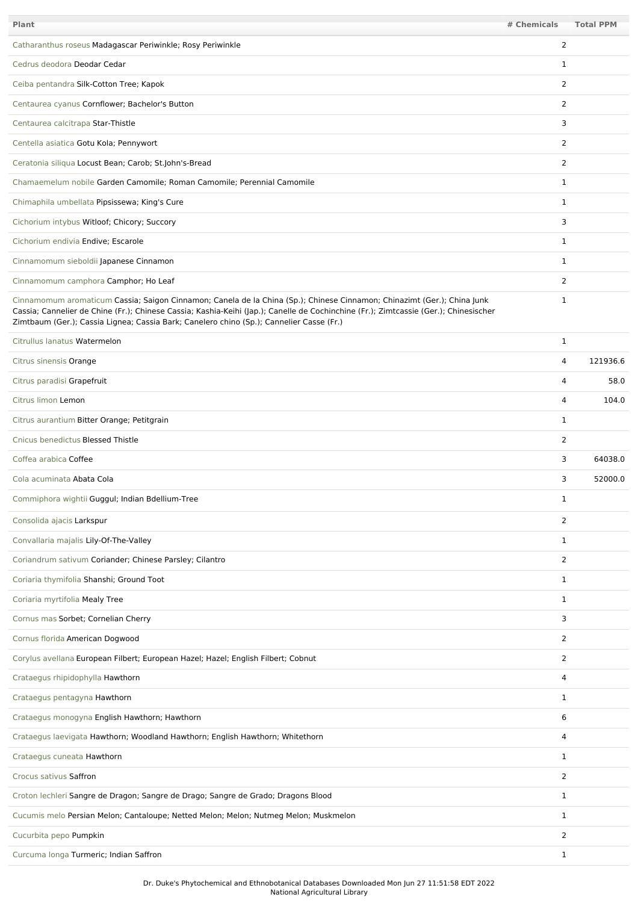| Plant | # Chemicals | Total PPM |
|---|---|---|
| Catharanthus roseus Madagascar Periwinkle; Rosy Periwinkle | 2 | |
| Cedrus deodora Deodar Cedar | 1 | |
| Ceiba pentandra Silk-Cotton Tree; Kapok | 2 | |
| Centaurea cyanus Cornflower; Bachelor's Button | 2 | |
| Centaurea calcitrapa Star-Thistle | 3 | |
| Centella asiatica Gotu Kola; Pennywort | 2 | |
| Ceratonia siliqua Locust Bean; Carob; St.John's-Bread | 2 | |
| Chamaemelum nobile Garden Camomile; Roman Camomile; Perennial Camomile | 1 | |
| Chimaphila umbellata Pipsissewa; King's Cure | 1 | |
| Cichorium intybus Witloof; Chicory; Succory | 3 | |
| Cichorium endivia Endive; Escarole | 1 | |
| Cinnamomum sieboldii Japanese Cinnamon | 1 | |
| Cinnamomum camphora Camphor; Ho Leaf | 2 | |
| Cinnamomum aromaticum Cassia; Saigon Cinnamon; Canela de la China (Sp.); Chinese Cinnamon; Chinazimt (Ger.); China Junk Cassia; Cannelier de Chine (Fr.); Chinese Cassia; Kashia-Keihi (Jap.); Canelle de Cochinchine (Fr.); Zimtcassie (Ger.); Chinesischer Zimtbaum (Ger.); Cassia Lignea; Cassia Bark; Canelero chino (Sp.); Cannelier Casse (Fr.) | 1 | |
| Citrullus lanatus Watermelon | 1 | |
| Citrus sinensis Orange | 4 | 121936.6 |
| Citrus paradisi Grapefruit | 4 | 58.0 |
| Citrus limon Lemon | 4 | 104.0 |
| Citrus aurantium Bitter Orange; Petitgrain | 1 | |
| Cnicus benedictus Blessed Thistle | 2 | |
| Coffea arabica Coffee | 3 | 64038.0 |
| Cola acuminata Abata Cola | 3 | 52000.0 |
| Commiphora wightii Guggul; Indian Bdellium-Tree | 1 | |
| Consolida ajacis Larkspur | 2 | |
| Convallaria majalis Lily-Of-The-Valley | 1 | |
| Coriandrum sativum Coriander; Chinese Parsley; Cilantro | 2 | |
| Coriaria thymifolia Shanshi; Ground Toot | 1 | |
| Coriaria myrtifolia Mealy Tree | 1 | |
| Cornus mas Sorbet; Cornelian Cherry | 3 | |
| Cornus florida American Dogwood | 2 | |
| Corylus avellana European Filbert; European Hazel; Hazel; English Filbert; Cobnut | 2 | |
| Crataegus rhipidophylla Hawthorn | 4 | |
| Crataegus pentagyna Hawthorn | 1 | |
| Crataegus monogyna English Hawthorn; Hawthorn | 6 | |
| Crataegus laevigata Hawthorn; Woodland Hawthorn; English Hawthorn; Whitethorn | 4 | |
| Crataegus cuneata Hawthorn | 1 | |
| Crocus sativus Saffron | 2 | |
| Croton lechleri Sangre de Dragon; Sangre de Drago; Sangre de Grado; Dragons Blood | 1 | |
| Cucumis melo Persian Melon; Cantaloupe; Netted Melon; Melon; Nutmeg Melon; Muskmelon | 1 | |
| Cucurbita pepo Pumpkin | 2 | |
| Curcuma longa Turmeric; Indian Saffron | 1 | |

Dr. Duke's Phytochemical and Ethnobotanical Databases Downloaded Mon Jun 27 11:51:58 EDT 2022
National Agricultural Library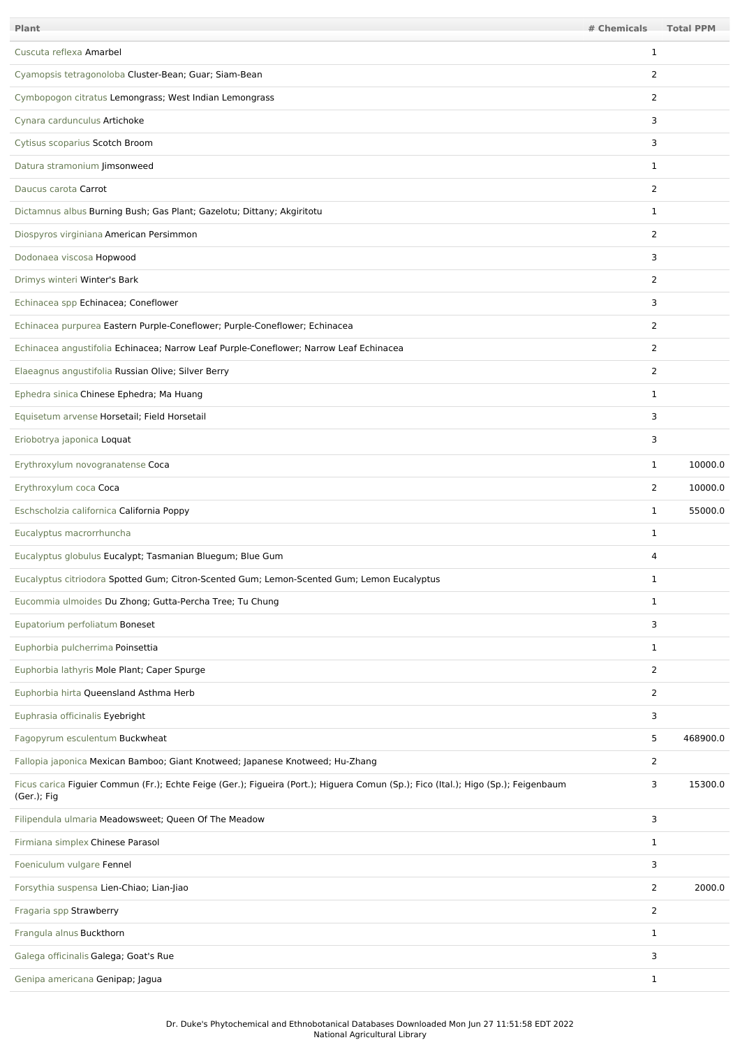| Plant | # Chemicals | Total PPM |
| --- | --- | --- |
| Cuscuta reflexa Amarbel | 1 | |
| Cyamopsis tetragonoloba Cluster-Bean; Guar; Siam-Bean | 2 | |
| Cymbopogon citratus Lemongrass; West Indian Lemongrass | 2 | |
| Cynara cardunculus Artichoke | 3 | |
| Cytisus scoparius Scotch Broom | 3 | |
| Datura stramonium Jimsonweed | 1 | |
| Daucus carota Carrot | 2 | |
| Dictamnus albus Burning Bush; Gas Plant; Gazelotu; Dittany; Akgiritotu | 1 | |
| Diospyros virginiana American Persimmon | 2 | |
| Dodonaea viscosa Hopwood | 3 | |
| Drimys winteri Winter's Bark | 2 | |
| Echinacea spp Echinacea; Coneflower | 3 | |
| Echinacea purpurea Eastern Purple-Coneflower; Purple-Coneflower; Echinacea | 2 | |
| Echinacea angustifolia Echinacea; Narrow Leaf Purple-Coneflower; Narrow Leaf Echinacea | 2 | |
| Elaeagnus angustifolia Russian Olive; Silver Berry | 2 | |
| Ephedra sinica Chinese Ephedra; Ma Huang | 1 | |
| Equisetum arvense Horsetail; Field Horsetail | 3 | |
| Eriobotrya japonica Loquat | 3 | |
| Erythroxylum novogranatense Coca | 1 | 10000.0 |
| Erythroxylum coca Coca | 2 | 10000.0 |
| Eschscholzia californica California Poppy | 1 | 55000.0 |
| Eucalyptus macrorrhuncha | 1 | |
| Eucalyptus globulus Eucalypt; Tasmanian Bluegum; Blue Gum | 4 | |
| Eucalyptus citriodora Spotted Gum; Citron-Scented Gum; Lemon-Scented Gum; Lemon Eucalyptus | 1 | |
| Eucommia ulmoides Du Zhong; Gutta-Percha Tree; Tu Chung | 1 | |
| Eupatorium perfoliatum Boneset | 3 | |
| Euphorbia pulcherrima Poinsettia | 1 | |
| Euphorbia lathyris Mole Plant; Caper Spurge | 2 | |
| Euphorbia hirta Queensland Asthma Herb | 2 | |
| Euphrasia officinalis Eyebright | 3 | |
| Fagopyrum esculentum Buckwheat | 5 | 468900.0 |
| Fallopia japonica Mexican Bamboo; Giant Knotweed; Japanese Knotweed; Hu-Zhang | 2 | |
| Ficus carica Figuier Commun (Fr.); Echte Feige (Ger.); Figueira (Port.); Higuera Comun (Sp.); Fico (Ital.); Higo (Sp.); Feigenbaum (Ger.); Fig | 3 | 15300.0 |
| Filipendula ulmaria Meadowsweet; Queen Of The Meadow | 3 | |
| Firmiana simplex Chinese Parasol | 1 | |
| Foeniculum vulgare Fennel | 3 | |
| Forsythia suspensa Lien-Chiao; Lian-Jiao | 2 | 2000.0 |
| Fragaria spp Strawberry | 2 | |
| Frangula alnus Buckthorn | 1 | |
| Galega officinalis Galega; Goat's Rue | 3 | |
| Genipa americana Genipap; Jagua | 1 | |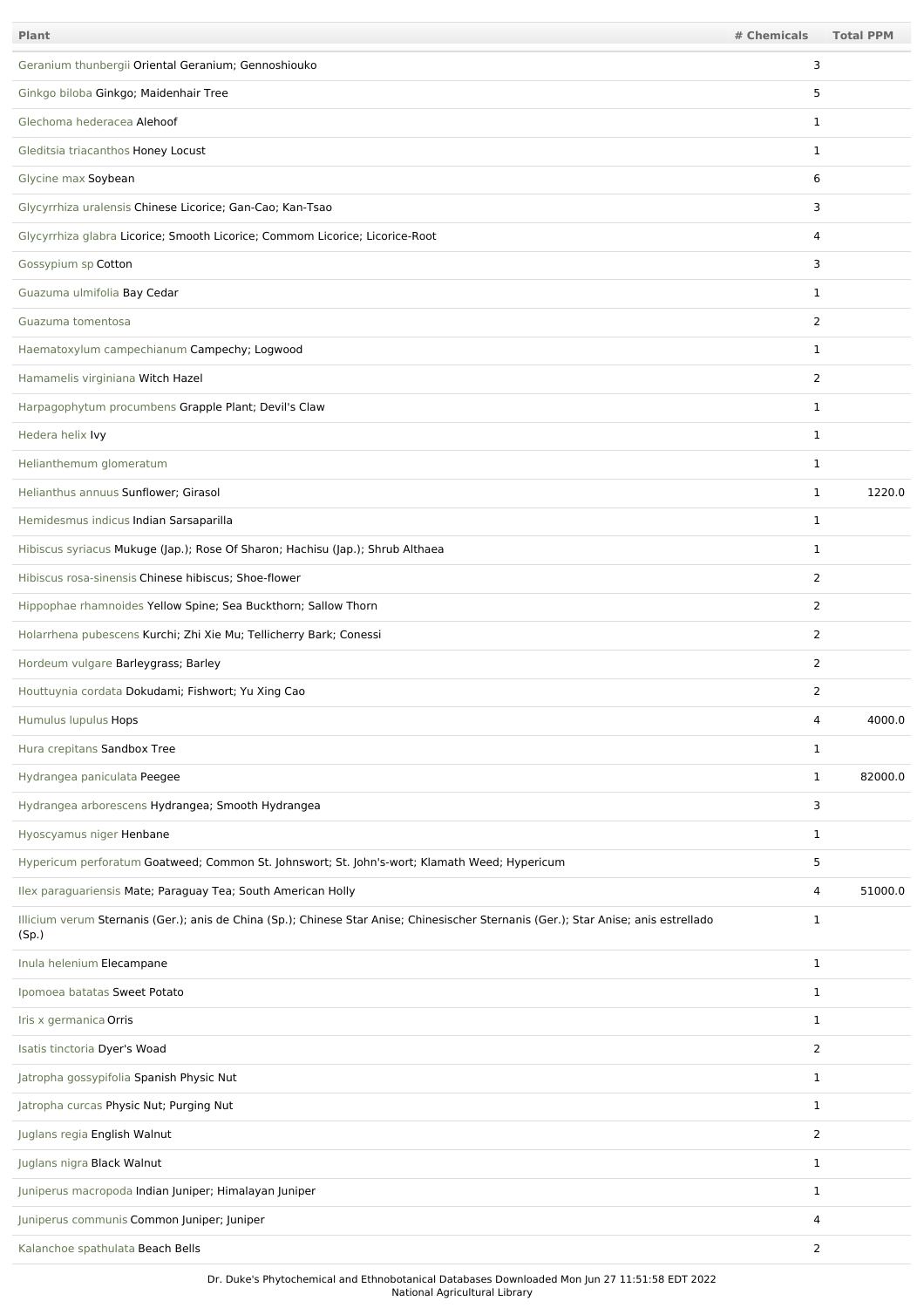| Plant | # Chemicals | Total PPM |
|---|---|---|
| Geranium thunbergii Oriental Geranium; Gennoshiouko | 3 | |
| Ginkgo biloba Ginkgo; Maidenhair Tree | 5 | |
| Glechoma hederacea Alehoof | 1 | |
| Gleditsia triacanthos Honey Locust | 1 | |
| Glycine max Soybean | 6 | |
| Glycyrrhiza uralensis Chinese Licorice; Gan-Cao; Kan-Tsao | 3 | |
| Glycyrrhiza glabra Licorice; Smooth Licorice; Commom Licorice; Licorice-Root | 4 | |
| Gossypium sp Cotton | 3 | |
| Guazuma ulmifolia Bay Cedar | 1 | |
| Guazuma tomentosa | 2 | |
| Haematoxylum campechianum Campechy; Logwood | 1 | |
| Hamamelis virginiana Witch Hazel | 2 | |
| Harpagophytum procumbens Grapple Plant; Devil's Claw | 1 | |
| Hedera helix Ivy | 1 | |
| Helianthemum glomeratum | 1 | |
| Helianthus annuus Sunflower; Girasol | 1 | 1220.0 |
| Hemidesmus indicus Indian Sarsaparilla | 1 | |
| Hibiscus syriacus Mukuge (Jap.); Rose Of Sharon; Hachisu (Jap.); Shrub Althaea | 1 | |
| Hibiscus rosa-sinensis Chinese hibiscus; Shoe-flower | 2 | |
| Hippophae rhamnoides Yellow Spine; Sea Buckthorn; Sallow Thorn | 2 | |
| Holarrhena pubescens Kurchi; Zhi Xie Mu; Tellicherry Bark; Conessi | 2 | |
| Hordeum vulgare Barleygrass; Barley | 2 | |
| Houttuynia cordata Dokudami; Fishwort; Yu Xing Cao | 2 | |
| Humulus lupulus Hops | 4 | 4000.0 |
| Hura crepitans Sandbox Tree | 1 | |
| Hydrangea paniculata Peegee | 1 | 82000.0 |
| Hydrangea arborescens Hydrangea; Smooth Hydrangea | 3 | |
| Hyoscyamus niger Henbane | 1 | |
| Hypericum perforatum Goatweed; Common St. Johnswort; St. John's-wort; Klamath Weed; Hypericum | 5 | |
| Ilex paraguariensis Mate; Paraguay Tea; South American Holly | 4 | 51000.0 |
| Illicium verum Sternanis (Ger.); anis de China (Sp.); Chinese Star Anise; Chinesischer Sternanis (Ger.); Star Anise; anis estrellado (Sp.) | 1 | |
| Inula helenium Elecampane | 1 | |
| Ipomoea batatas Sweet Potato | 1 | |
| Iris x germanica Orris | 1 | |
| Isatis tinctoria Dyer's Woad | 2 | |
| Jatropha gossypifolia Spanish Physic Nut | 1 | |
| Jatropha curcas Physic Nut; Purging Nut | 1 | |
| Juglans regia English Walnut | 2 | |
| Juglans nigra Black Walnut | 1 | |
| Juniperus macropoda Indian Juniper; Himalayan Juniper | 1 | |
| Juniperus communis Common Juniper; Juniper | 4 | |
| Kalanchoe spathulata Beach Bells | 2 | |

Dr. Duke's Phytochemical and Ethnobotanical Databases Downloaded Mon Jun 27 11:51:58 EDT 2022
National Agricultural Library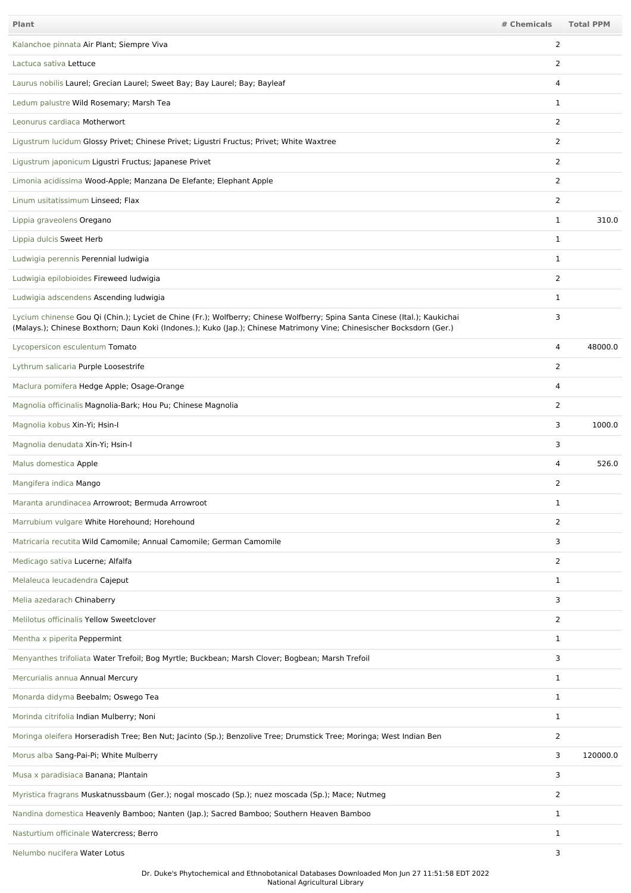| Plant | # Chemicals | Total PPM |
|---|---|---|
| Kalanchoe pinnata Air Plant; Siempre Viva | 2 | |
| Lactuca sativa Lettuce | 2 | |
| Laurus nobilis Laurel; Grecian Laurel; Sweet Bay; Bay Laurel; Bay; Bayleaf | 4 | |
| Ledum palustre Wild Rosemary; Marsh Tea | 1 | |
| Leonurus cardiaca Motherwort | 2 | |
| Ligustrum lucidum Glossy Privet; Chinese Privet; Ligustri Fructus; Privet; White Waxtree | 2 | |
| Ligustrum japonicum Ligustri Fructus; Japanese Privet | 2 | |
| Limonia acidissima Wood-Apple; Manzana De Elefante; Elephant Apple | 2 | |
| Linum usitatissimum Linseed; Flax | 2 | |
| Lippia graveolens Oregano | 1 | 310.0 |
| Lippia dulcis Sweet Herb | 1 | |
| Ludwigia perennis Perennial ludwigia | 1 | |
| Ludwigia epilobioides Fireweed ludwigia | 2 | |
| Ludwigia adscendens Ascending ludwigia | 1 | |
| Lycium chinense Gou Qi (Chin.); Lyciet de Chine (Fr.); Wolfberry; Chinese Wolfberry; Spina Santa Cinese (Ital.); Kaukichai (Malays.); Chinese Boxthorn; Daun Koki (Indones.); Kuko (Jap.); Chinese Matrimony Vine; Chinesischer Bocksdorn (Ger.) | 3 | |
| Lycopersicon esculentum Tomato | 4 | 48000.0 |
| Lythrum salicaria Purple Loosestrife | 2 | |
| Maclura pomifera Hedge Apple; Osage-Orange | 4 | |
| Magnolia officinalis Magnolia-Bark; Hou Pu; Chinese Magnolia | 2 | |
| Magnolia kobus Xin-Yi; Hsin-I | 3 | 1000.0 |
| Magnolia denudata Xin-Yi; Hsin-I | 3 | |
| Malus domestica Apple | 4 | 526.0 |
| Mangifera indica Mango | 2 | |
| Maranta arundinacea Arrowroot; Bermuda Arrowroot | 1 | |
| Marrubium vulgare White Horehound; Horehound | 2 | |
| Matricaria recutita Wild Camomile; Annual Camomile; German Camomile | 3 | |
| Medicago sativa Lucerne; Alfalfa | 2 | |
| Melaleuca leucadendra Cajeput | 1 | |
| Melia azedarach Chinaberry | 3 | |
| Melilotus officinalis Yellow Sweetclover | 2 | |
| Mentha x piperita Peppermint | 1 | |
| Menyanthes trifoliata Water Trefoil; Bog Myrtle; Buckbean; Marsh Clover; Bogbean; Marsh Trefoil | 3 | |
| Mercurialis annua Annual Mercury | 1 | |
| Monarda didyma Beebalm; Oswego Tea | 1 | |
| Morinda citrifolia Indian Mulberry; Noni | 1 | |
| Moringa oleifera Horseradish Tree; Ben Nut; Jacinto (Sp.); Benzolive Tree; Drumstick Tree; Moringa; West Indian Ben | 2 | |
| Morus alba Sang-Pai-Pi; White Mulberry | 3 | 120000.0 |
| Musa x paradisiaca Banana; Plantain | 3 | |
| Myristica fragrans Muskatnussbaum (Ger.); nogal moscado (Sp.); nuez moscada (Sp.); Mace; Nutmeg | 2 | |
| Nandina domestica Heavenly Bamboo; Nanten (Jap.); Sacred Bamboo; Southern Heaven Bamboo | 1 | |
| Nasturtium officinale Watercress; Berro | 1 | |
| Nelumbo nucifera Water Lotus | 3 | |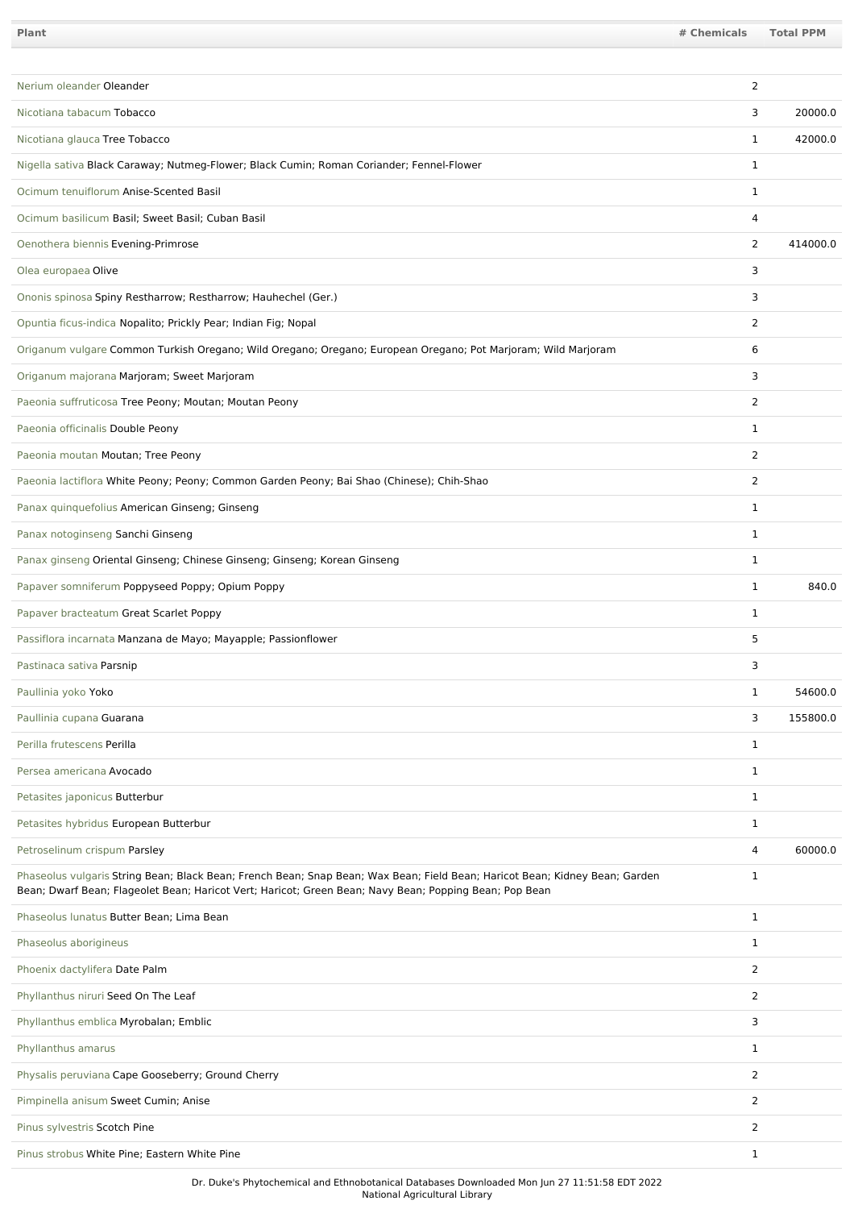| Plant | # Chemicals | Total PPM |
| --- | --- | --- |
| Nerium oleander Oleander | 2 | |
| Nicotiana tabacum Tobacco | 3 | 20000.0 |
| Nicotiana glauca Tree Tobacco | 1 | 42000.0 |
| Nigella sativa Black Caraway; Nutmeg-Flower; Black Cumin; Roman Coriander; Fennel-Flower | 1 | |
| Ocimum tenuiflorum Anise-Scented Basil | 1 | |
| Ocimum basilicum Basil; Sweet Basil; Cuban Basil | 4 | |
| Oenothera biennis Evening-Primrose | 2 | 414000.0 |
| Olea europaea Olive | 3 | |
| Ononis spinosa Spiny Restharrow; Restharrow; Hauhechel (Ger.) | 3 | |
| Opuntia ficus-indica Nopalito; Prickly Pear; Indian Fig; Nopal | 2 | |
| Origanum vulgare Common Turkish Oregano; Wild Oregano; Oregano; European Oregano; Pot Marjoram; Wild Marjoram | 6 | |
| Origanum majorana Marjoram; Sweet Marjoram | 3 | |
| Paeonia suffruticosa Tree Peony; Moutan; Moutan Peony | 2 | |
| Paeonia officinalis Double Peony | 1 | |
| Paeonia moutan Moutan; Tree Peony | 2 | |
| Paeonia lactiflora White Peony; Peony; Common Garden Peony; Bai Shao (Chinese); Chih-Shao | 2 | |
| Panax quinquefolius American Ginseng; Ginseng | 1 | |
| Panax notoginseng Sanchi Ginseng | 1 | |
| Panax ginseng Oriental Ginseng; Chinese Ginseng; Ginseng; Korean Ginseng | 1 | |
| Papaver somniferum Poppyseed Poppy; Opium Poppy | 1 | 840.0 |
| Papaver bracteatum Great Scarlet Poppy | 1 | |
| Passiflora incarnata Manzana de Mayo; Mayapple; Passionflower | 5 | |
| Pastinaca sativa Parsnip | 3 | |
| Paullinia yoko Yoko | 1 | 54600.0 |
| Paullinia cupana Guarana | 3 | 155800.0 |
| Perilla frutescens Perilla | 1 | |
| Persea americana Avocado | 1 | |
| Petasites japonicus Butterbur | 1 | |
| Petasites hybridus European Butterbur | 1 | |
| Petroselinum crispum Parsley | 4 | 60000.0 |
| Phaseolus vulgaris String Bean; Black Bean; French Bean; Snap Bean; Wax Bean; Field Bean; Haricot Bean; Kidney Bean; Garden Bean; Dwarf Bean; Flageolet Bean; Haricot Vert; Haricot; Green Bean; Navy Bean; Popping Bean; Pop Bean | 1 | |
| Phaseolus lunatus Butter Bean; Lima Bean | 1 | |
| Phaseolus aborigineus | 1 | |
| Phoenix dactylifera Date Palm | 2 | |
| Phyllanthus niruri Seed On The Leaf | 2 | |
| Phyllanthus emblica Myrobalan; Emblic | 3 | |
| Phyllanthus amarus | 1 | |
| Physalis peruviana Cape Gooseberry; Ground Cherry | 2 | |
| Pimpinella anisum Sweet Cumin; Anise | 2 | |
| Pinus sylvestris Scotch Pine | 2 | |
| Pinus strobus White Pine; Eastern White Pine | 1 | |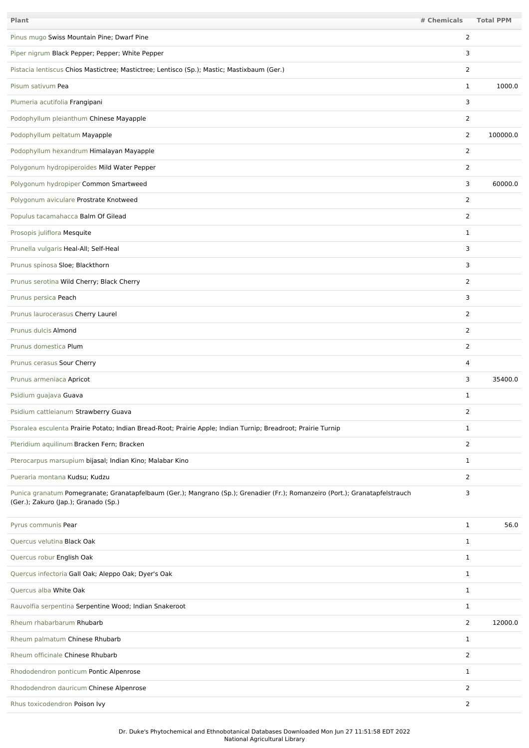| Plant | # Chemicals | Total PPM |
|---|---|---|
| Pinus mugo Swiss Mountain Pine; Dwarf Pine | 2 | |
| Piper nigrum Black Pepper; Pepper; White Pepper | 3 | |
| Pistacia lentiscus Chios Mastictree; Mastictree; Lentisco (Sp.); Mastic; Mastixbaum (Ger.) | 2 | |
| Pisum sativum Pea | 1 | 1000.0 |
| Plumeria acutifolia Frangipani | 3 | |
| Podophyllum pleianthum Chinese Mayapple | 2 | |
| Podophyllum peltatum Mayapple | 2 | 100000.0 |
| Podophyllum hexandrum Himalayan Mayapple | 2 | |
| Polygonum hydropiperoides Mild Water Pepper | 2 | |
| Polygonum hydropiper Common Smartweed | 3 | 60000.0 |
| Polygonum aviculare Prostrate Knotweed | 2 | |
| Populus tacamahacca Balm Of Gilead | 2 | |
| Prosopis juliflora Mesquite | 1 | |
| Prunella vulgaris Heal-All; Self-Heal | 3 | |
| Prunus spinosa Sloe; Blackthorn | 3 | |
| Prunus serotina Wild Cherry; Black Cherry | 2 | |
| Prunus persica Peach | 3 | |
| Prunus laurocerasus Cherry Laurel | 2 | |
| Prunus dulcis Almond | 2 | |
| Prunus domestica Plum | 2 | |
| Prunus cerasus Sour Cherry | 4 | |
| Prunus armeniaca Apricot | 3 | 35400.0 |
| Psidium guajava Guava | 1 | |
| Psidium cattleianum Strawberry Guava | 2 | |
| Psoralea esculenta Prairie Potato; Indian Bread-Root; Prairie Apple; Indian Turnip; Breadroot; Prairie Turnip | 1 | |
| Pteridium aquilinum Bracken Fern; Bracken | 2 | |
| Pterocarpus marsupium bijasal; Indian Kino; Malabar Kino | 1 | |
| Pueraria montana Kudsu; Kudzu | 2 | |
| Punica granatum Pomegranate; Granatapfelbaum (Ger.); Mangrano (Sp.); Grenadier (Fr.); Romanzeiro (Port.); Granatapfelstrauch (Ger.); Zakuro (Jap.); Granado (Sp.) | 3 | |
| Pyrus communis Pear | 1 | 56.0 |
| Quercus velutina Black Oak | 1 | |
| Quercus robur English Oak | 1 | |
| Quercus infectoria Gall Oak; Aleppo Oak; Dyer's Oak | 1 | |
| Quercus alba White Oak | 1 | |
| Rauvolfia serpentina Serpentine Wood; Indian Snakeroot | 1 | |
| Rheum rhabarbarum Rhubarb | 2 | 12000.0 |
| Rheum palmatum Chinese Rhubarb | 1 | |
| Rheum officinale Chinese Rhubarb | 2 | |
| Rhododendron ponticum Pontic Alpenrose | 1 | |
| Rhododendron dauricum Chinese Alpenrose | 2 | |
| Rhus toxicodendron Poison Ivy | 2 | |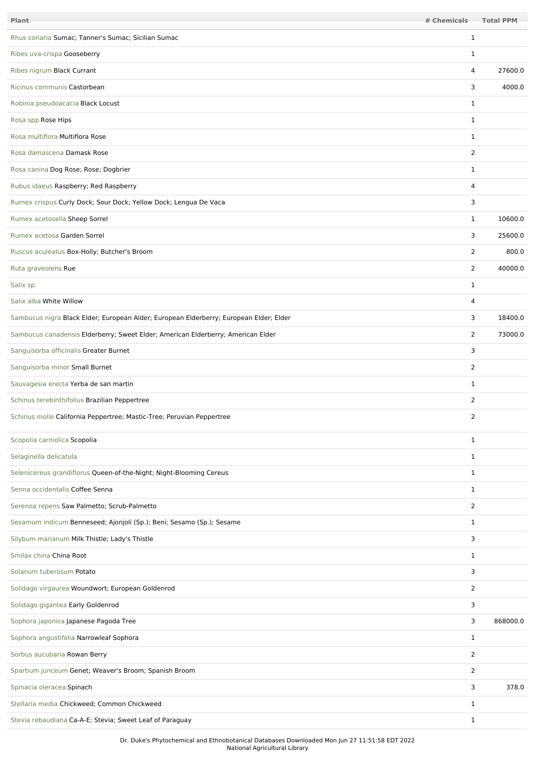| Plant | # Chemicals | Total PPM |
| --- | --- | --- |
| Rhus coriaria Sumac; Tanner's Sumac; Sicilian Sumac | 1 | |
| Ribes uva-crispa Gooseberry | 1 | |
| Ribes nigrum Black Currant | 4 | 27600.0 |
| Ricinus communis Castorbean | 3 | 4000.0 |
| Robinia pseudoacacia Black Locust | 1 | |
| Rosa spp Rose Hips | 1 | |
| Rosa multiflora Multiflora Rose | 1 | |
| Rosa damascena Damask Rose | 2 | |
| Rosa canina Dog Rose; Rose; Dogbrier | 1 | |
| Rubus idaeus Raspberry; Red Raspberry | 4 | |
| Rumex crispus Curly Dock; Sour Dock; Yellow Dock; Lengua De Vaca | 3 | |
| Rumex acetosella Sheep Sorrel | 1 | 10600.0 |
| Rumex acetosa Garden Sorrel | 3 | 25600.0 |
| Ruscus aculeatus Box-Holly; Butcher's Broom | 2 | 800.0 |
| Ruta graveolens Rue | 2 | 40000.0 |
| Salix sp. | 1 | |
| Salix alba White Willow | 4 | |
| Sambucus nigra Black Elder; European Alder; European Elderberry; European Elder; Elder | 3 | 18400.0 |
| Sambucus canadensis Elderberry; Sweet Elder; American Elderberry; American Elder | 2 | 73000.0 |
| Sanguisorba officinalis Greater Burnet | 3 | |
| Sanguisorba minor Small Burnet | 2 | |
| Sauvagesia erecta Yerba de san martin | 1 | |
| Schinus terebinthifolius Brazilian Peppertree | 2 | |
| Schinus molle California Peppertree; Mastic-Tree; Peruvian Peppertree | 2 | |
| Scopolia carniolica Scopolia | 1 | |
| Selaginella delicatula | 1 | |
| Selenicereus grandiflorus Queen-of-the-Night; Night-Blooming Cereus | 1 | |
| Senna occidentalis Coffee Senna | 1 | |
| Serenoa repens Saw Palmetto; Scrub-Palmetto | 2 | |
| Sesamum indicum Benneseed; Ajonjoli (Sp.); Beni; Sesamo (Sp.); Sesame | 1 | |
| Silybum marianum Milk Thistle; Lady's Thistle | 3 | |
| Smilax china China Root | 1 | |
| Solanum tuberosum Potato | 3 | |
| Solidago virgaurea Woundwort; European Goldenrod | 2 | |
| Solidago gigantea Early Goldenrod | 3 | |
| Sophora japonica Japanese Pagoda Tree | 3 | 868000.0 |
| Sophora angustifolia Narrowleaf Sophora | 1 | |
| Sorbus aucubaria Rowan Berry | 2 | |
| Spartium junceum Genet; Weaver's Broom; Spanish Broom | 2 | |
| Spinacia oleracea Spinach | 3 | 378.0 |
| Stellaria media Chickweed; Common Chickweed | 1 | |
| Stevia rebaudiana Ca-A-E; Stevia; Sweet Leaf of Paraguay | 1 | |

Dr. Duke's Phytochemical and Ethnobotanical Databases Downloaded Mon Jun 27 11:51:58 EDT 2022
National Agricultural Library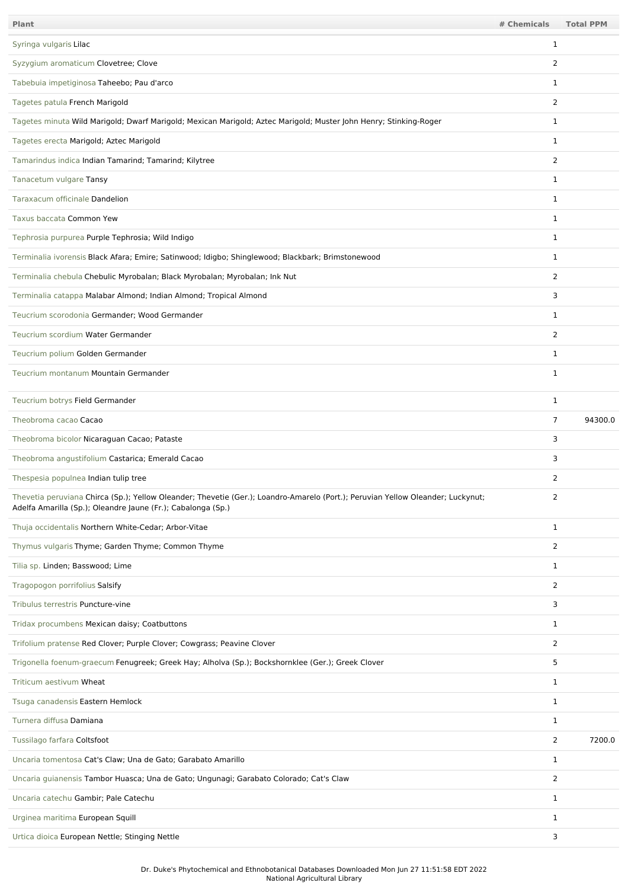| Plant | # Chemicals | Total PPM |
| --- | --- | --- |
| Syringa vulgaris Lilac | 1 | |
| Syzygium aromaticum Clovetree; Clove | 2 | |
| Tabebuia impetiginosa Taheebo; Pau d'arco | 1 | |
| Tagetes patula French Marigold | 2 | |
| Tagetes minuta Wild Marigold; Dwarf Marigold; Mexican Marigold; Aztec Marigold; Muster John Henry; Stinking-Roger | 1 | |
| Tagetes erecta Marigold; Aztec Marigold | 1 | |
| Tamarindus indica Indian Tamarind; Tamarind; Kilytree | 2 | |
| Tanacetum vulgare Tansy | 1 | |
| Taraxacum officinale Dandelion | 1 | |
| Taxus baccata Common Yew | 1 | |
| Tephrosia purpurea Purple Tephrosia; Wild Indigo | 1 | |
| Terminalia ivorensis Black Afara; Emire; Satinwood; Idigbo; Shinglewood; Blackbark; Brimstonewood | 1 | |
| Terminalia chebula Chebulic Myrobalan; Black Myrobalan; Myrobalan; Ink Nut | 2 | |
| Terminalia catappa Malabar Almond; Indian Almond; Tropical Almond | 3 | |
| Teucrium scorodonia Germander; Wood Germander | 1 | |
| Teucrium scordium Water Germander | 2 | |
| Teucrium polium Golden Germander | 1 | |
| Teucrium montanum Mountain Germander | 1 | |
| Teucrium botrys Field Germander | 1 | |
| Theobroma cacao Cacao | 7 | 94300.0 |
| Theobroma bicolor Nicaraguan Cacao; Pataste | 3 | |
| Theobroma angustifolium Castarica; Emerald Cacao | 3 | |
| Thespesia populnea Indian tulip tree | 2 | |
| Thevetia peruviana Chirca (Sp.); Yellow Oleander; Thevetie (Ger.); Loandro-Amarelo (Port.); Peruvian Yellow Oleander; Luckynut; Adelfa Amarilla (Sp.); Oleandre Jaune (Fr.); Cabalonga (Sp.) | 2 | |
| Thuja occidentalis Northern White-Cedar; Arbor-Vitae | 1 | |
| Thymus vulgaris Thyme; Garden Thyme; Common Thyme | 2 | |
| Tilia sp. Linden; Basswood; Lime | 1 | |
| Tragopogon porrifolius Salsify | 2 | |
| Tribulus terrestris Puncture-vine | 3 | |
| Tridax procumbens Mexican daisy; Coatbuttons | 1 | |
| Trifolium pratense Red Clover; Purple Clover; Cowgrass; Peavine Clover | 2 | |
| Trigonella foenum-graecum Fenugreek; Greek Hay; Alholva (Sp.); Bockshornklee (Ger.); Greek Clover | 5 | |
| Triticum aestivum Wheat | 1 | |
| Tsuga canadensis Eastern Hemlock | 1 | |
| Turnera diffusa Damiana | 1 | |
| Tussilago farfara Coltsfoot | 2 | 7200.0 |
| Uncaria tomentosa Cat's Claw; Una de Gato; Garabato Amarillo | 1 | |
| Uncaria guianensis Tambor Huasca; Una de Gato; Ungunagi; Garabato Colorado; Cat's Claw | 2 | |
| Uncaria catechu Gambir; Pale Catechu | 1 | |
| Urginea maritima European Squill | 1 | |
| Urtica dioica European Nettle; Stinging Nettle | 3 | |

Dr. Duke's Phytochemical and Ethnobotanical Databases Downloaded Mon Jun 27 11:51:58 EDT 2022
National Agricultural Library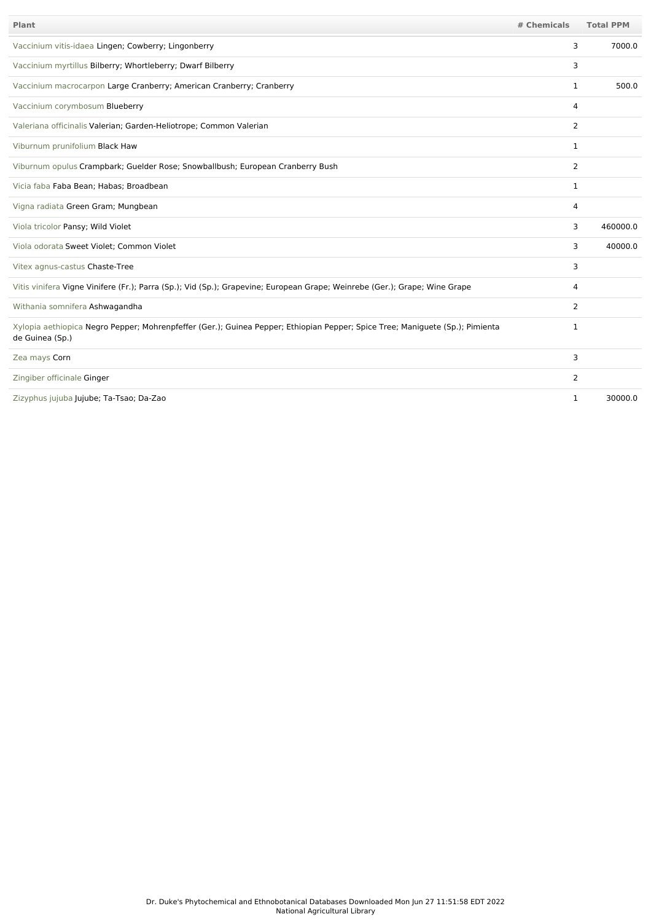| Plant | # Chemicals | Total PPM |
|---|---|---|
| Vaccinium vitis-idaea Lingen; Cowberry; Lingonberry | 3 | 7000.0 |
| Vaccinium myrtillus Bilberry; Whortleberry; Dwarf Bilberry | 3 | |
| Vaccinium macrocarpon Large Cranberry; American Cranberry; Cranberry | 1 | 500.0 |
| Vaccinium corymbosum Blueberry | 4 | |
| Valeriana officinalis Valerian; Garden-Heliotrope; Common Valerian | 2 | |
| Viburnum prunifolium Black Haw | 1 | |
| Viburnum opulus Crampbark; Guelder Rose; Snowballbush; European Cranberry Bush | 2 | |
| Vicia faba Faba Bean; Habas; Broadbean | 1 | |
| Vigna radiata Green Gram; Mungbean | 4 | |
| Viola tricolor Pansy; Wild Violet | 3 | 460000.0 |
| Viola odorata Sweet Violet; Common Violet | 3 | 40000.0 |
| Vitex agnus-castus Chaste-Tree | 3 | |
| Vitis vinifera Vigne Vinifere (Fr.); Parra (Sp.); Vid (Sp.); Grapevine; European Grape; Weinrebe (Ger.); Grape; Wine Grape | 4 | |
| Withania somnifera Ashwagandha | 2 | |
| Xylopia aethiopica Negro Pepper; Mohrenpfeffer (Ger.); Guinea Pepper; Ethiopian Pepper; Spice Tree; Maniguete (Sp.); Pimienta de Guinea (Sp.) | 1 | |
| Zea mays Corn | 3 | |
| Zingiber officinale Ginger | 2 | |
| Zizyphus jujuba Jujube; Ta-Tsao; Da-Zao | 1 | 30000.0 |

Dr. Duke's Phytochemical and Ethnobotanical Databases Downloaded Mon Jun 27 11:51:58 EDT 2022
National Agricultural Library